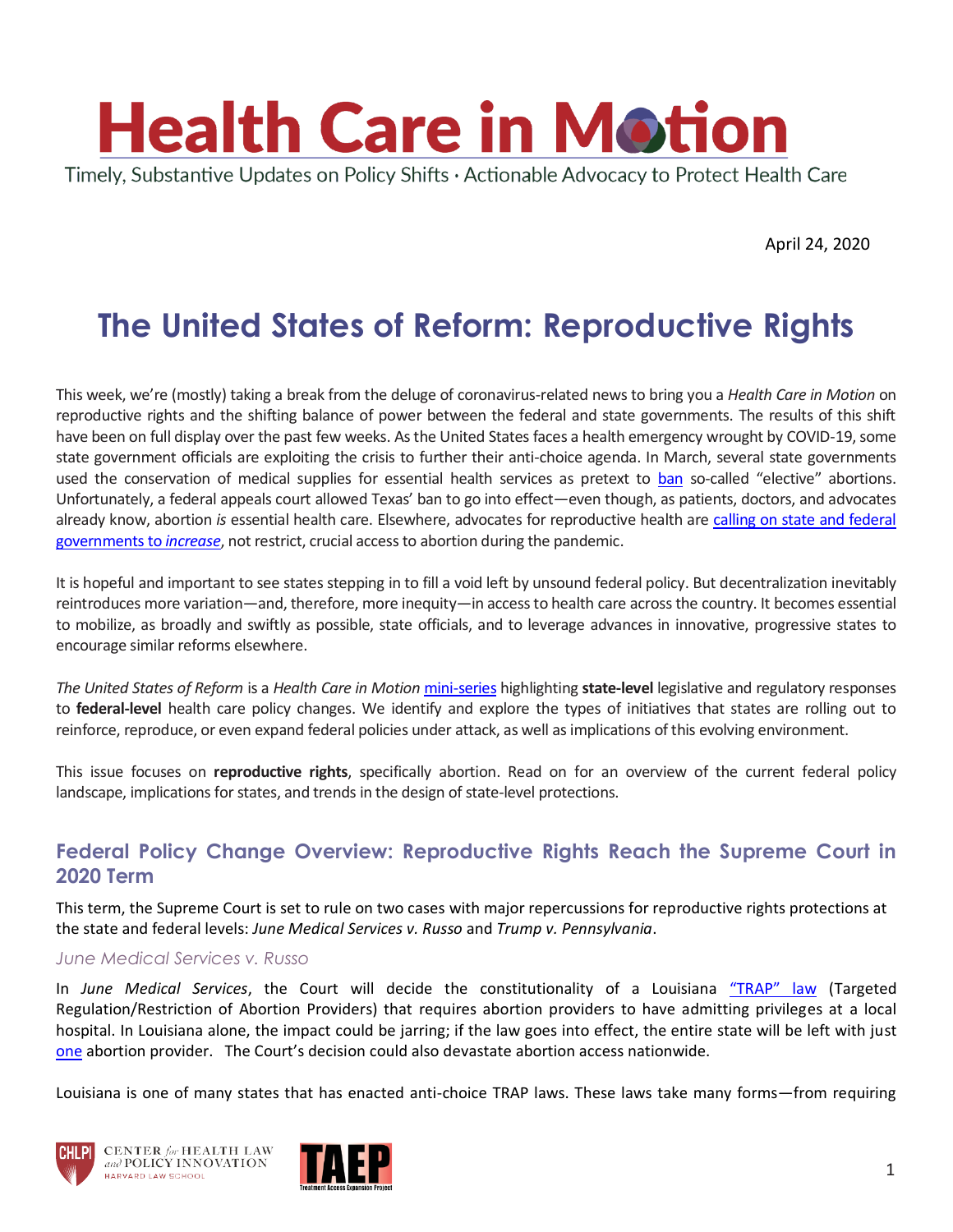# Health Care in Motion

Timely, Substantive Updates on Policy Shifts · Actionable Advocacy to Protect Health Care

April 24, 2020

## The United States of Reform: Reproductive Rights

This week, we're (mostly) taking a break from the deluge of coronavirus-related news to bring you a *Health Care in Motion* on reproductive rights and the shifting balance of power between the federal and state governments. The results of this shift have been on full display over the past few weeks. As the United States faces a health emergency wrought by COVID-19, some state government officials are exploiting the crisis to further their anti-choice agenda. In March, several state governments used the conservation of medical supplies for essential health services as pretext to ban so-called "elective" abortions. Unfortunately, a federal appeals court allowed Texas' ban to go into effect—even though, as patients, doctors, and advocates already know, abortion *is* essential health care. Elsewhere, advocates for reproductive health are calling on state and federal governments to *increase*, not restrict, crucial access to abortion during the pandemic.

It is hopeful and important to see states stepping in to fill a void left by unsound federal policy. But decentralization inevitably reintroduces more variation—and, therefore, more inequity—in access to health care across the country. It becomes essential to mobilize, as broadly and swiftly as possible, state officials, and to leverage advances in innovative, progressive states to encourage similar reforms elsewhere.

*The United States of Reform* is a *Health Care in Motion* mini-series highlighting **state-level** legislative and regulatory responses to **federal-level** health care policy changes. We identify and explore the types of initiatives that states are rolling out to reinforce, reproduce, or even expand federal policies under attack, as well as implications of this evolving environment.

This issue focuses on **reproductive rights**, specifically abortion. Read on for an overview of the current federal policy landscape, implications for states, and trends in the design of state-level protections.

### Federal Policy Change Overview: Reproductive Rights Reach the Supreme Court in 2020 Term

This term, the Supreme Court is set to rule on two cases with major repercussions for reproductive rights protections at the state and federal levels: *June Medical Services v. Russo* and *Trump v. Pennsylvania*.

#### *June Medical Services v. Russo*

In *June Medical Services*, the Court will decide the constitutionality of a Louisiana "TRAP" law (Targeted Regulation/Restriction of Abortion Providers) that requires abortion providers to have admitting privileges at a local hospital. In Louisiana alone, the impact could be jarring; if the law goes into effect, the entire state will be left with just one abortion provider. The Court's decision could also devastate abortion access nationwide.

Louisiana is one of many states that has enacted anti-choice TRAP laws. These laws take many forms—from requiring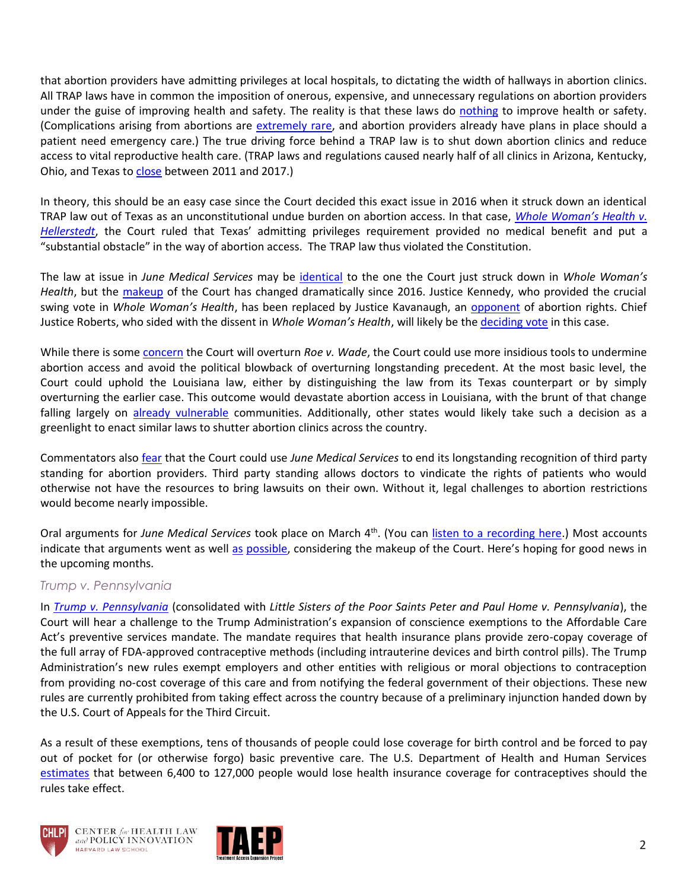that abortion providers have admitting privileges at local hospitals, to dictating the width of hallways in abortion clinics. All TRAP laws have in common the imposition of onerous, expensive, and unnecessary regulations on abortion providers under the guise of improving health and safety. The reality is that these laws do nothing to improve health or safety. (Complications arising from abortions are extremely rare, and abortion providers already have plans in place should a patient need emergency care.) The true driving force behind a TRAP law is to shut down abortion clinics and reduce access to vital reproductive health care. (TRAP laws and regulations caused nearly half of all clinics in Arizona, Kentucky, Ohio, and Texas to close between 2011 and 2017.)

In theory, this should be an easy case since the Court decided this exact issue in 2016 when it struck down an identical TRAP law out of Texas as an unconstitutional undue burden on abortion access. In that case, *Whole Woman's Health v. Hellerstedt*, the Court ruled that Texas' admitting privileges requirement provided no medical benefit and put a "substantial obstacle" in the way of abortion access. The TRAP law thus violated the Constitution.

The law at issue in *June Medical Services* may be identical to the one the Court just struck down in *Whole Woman's Health*, but the makeup of the Court has changed dramatically since 2016. Justice Kennedy, who provided the crucial swing vote in *Whole Woman's Health*, has been replaced by Justice Kavanaugh, an opponent of abortion rights. Chief Justice Roberts, who sided with the dissent in *Whole Woman's Health*, will likely be the deciding vote in this case.

While there is some concern the Court will overturn *Roe v. Wade*, the Court could use more insidious tools to undermine abortion access and avoid the political blowback of overturning longstanding precedent. At the most basic level, the Court could uphold the Louisiana law, either by distinguishing the law from its Texas counterpart or by simply overturning the earlier case. This outcome would devastate abortion access in Louisiana, with the brunt of that change falling largely on already vulnerable communities. Additionally, other states would likely take such a decision as a greenlight to enact similar laws to shutter abortion clinics across the country.

Commentators also fear that the Court could use *June Medical Services* to end its longstanding recognition of third party standing for abortion providers. Third party standing allows doctors to vindicate the rights of patients who would otherwise not have the resources to bring lawsuits on their own. Without it, legal challenges to abortion restrictions would become nearly impossible.

Oral arguments for *June Medical Services* took place on March 4th. (You can listen to a recording here.) Most accounts indicate that arguments went as well as possible, considering the makeup of the Court. Here's hoping for good news in the upcoming months.

### *Trump v. Pennsylvania*

In *Trump v. Pennsylvania* (consolidated with *Little Sisters of the Poor Saints Peter and Paul Home v. Pennsylvania*), the Court will hear a challenge to the Trump Administration's expansion of conscience exemptions to the Affordable Care Act's preventive services mandate. The mandate requires that health insurance plans provide zero-copay coverage of the full array of FDA-approved contraceptive methods (including intrauterine devices and birth control pills). The Trump Administration's new rules exempt employers and other entities with religious or moral objections to contraception from providing no-cost coverage of this care and from notifying the federal government of their objections. These new rules are currently prohibited from taking effect across the country because of a preliminary injunction handed down by the U.S. Court of Appeals for the Third Circuit.

As a result of these exemptions, tens of thousands of people could lose coverage for birth control and be forced to pay out of pocket for (or otherwise forgo) basic preventive care. The U.S. Department of Health and Human Services estimates that between 6,400 to 127,000 people would lose health insurance coverage for contraceptives should the rules take effect.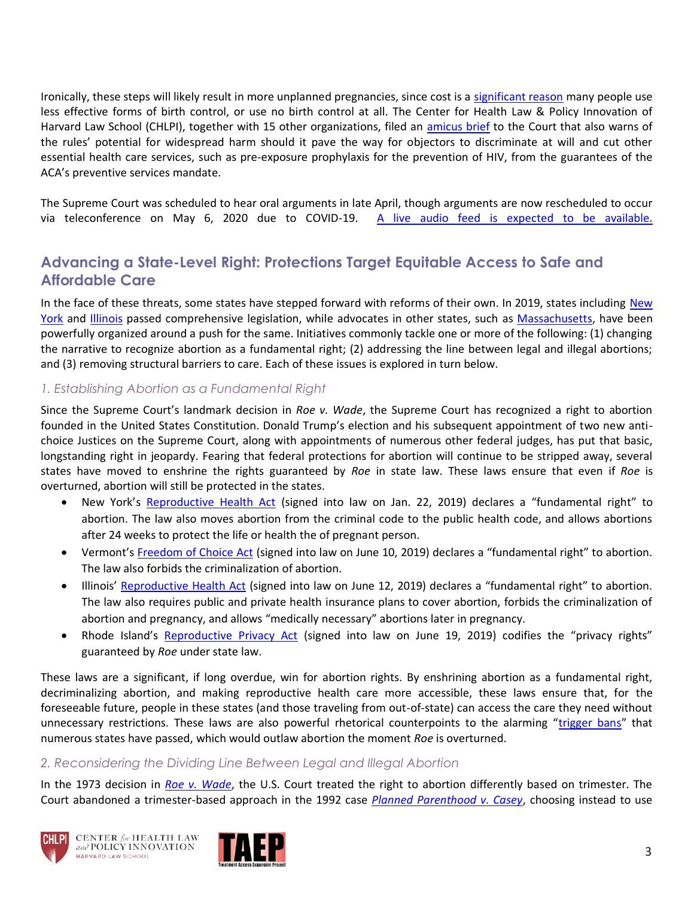Ironically, these steps will likely result in more unplanned pregnancies, since cost is a significant reason many people use less effective forms of birth control, or use no birth control at all. The Center for Health Law & Policy Innovation of Harvard Law School (CHLPI), together with 15 other organizations, filed an amicus brief to the Court that also warns of the rules' potential for widespread harm should it pave the way for objectors to discriminate at will and cut other essential health care services, such as pre-exposure prophylaxis for the prevention of HIV, from the guarantees of the ACA's preventive services mandate.

The Supreme Court was scheduled to hear oral arguments in late April, though arguments are now rescheduled to occur via teleconference on May 6, 2020 due to COVID-19. A live audio feed is expected to be available.

## Advancing a State-Level Right: Protections Target Equitable Access to Safe and Affordable Care

In the face of these threats, some states have stepped forward with reforms of their own. In 2019, states including New York and Illinois passed comprehensive legislation, while advocates in other states, such as Massachusetts, have been powerfully organized around a push for the same. Initiatives commonly tackle one or more of the following: (1) changing the narrative to recognize abortion as a fundamental right; (2) addressing the line between legal and illegal abortions; and (3) removing structural barriers to care. Each of these issues is explored in turn below.

### *1. Establishing Abortion as a Fundamental Right*

Since the Supreme Court's landmark decision in *Roe v. Wade*, the Supreme Court has recognized a right to abortion founded in the United States Constitution. Donald Trump's election and his subsequent appointment of two new anti-choice Justices on the Supreme Court, along with appointments of numerous other federal judges, has put that basic, longstanding right in jeopardy. Fearing that federal protections for abortion will continue to be stripped away, several states have moved to enshrine the rights guaranteed by *Roe* in state law. These laws ensure that even if *Roe* is overturned, abortion will still be protected in the states.

- New York's Reproductive Health Act (signed into law on Jan. 22, 2019) declares a "fundamental right" to abortion. The law also moves abortion from the criminal code to the public health code, and allows abortions after 24 weeks to protect the life or health the of pregnant person.
- Vermont's Freedom of Choice Act (signed into law on June 10, 2019) declares a "fundamental right" to abortion. The law also forbids the criminalization of abortion.
- Illinois' Reproductive Health Act (signed into law on June 12, 2019) declares a "fundamental right" to abortion. The law also requires public and private health insurance plans to cover abortion, forbids the criminalization of abortion and pregnancy, and allows "medically necessary" abortions later in pregnancy.
- Rhode Island's Reproductive Privacy Act (signed into law on June 19, 2019) codifies the "privacy rights" guaranteed by *Roe* under state law.

These laws are a significant, if long overdue, win for abortion rights. By enshrining abortion as a fundamental right, decriminalizing abortion, and making reproductive health care more accessible, these laws ensure that, for the foreseeable future, people in these states (and those traveling from out-of-state) can access the care they need without unnecessary restrictions. These laws are also powerful rhetorical counterpoints to the alarming "trigger bans" that numerous states have passed, which would outlaw abortion the moment *Roe* is overturned.

### *2. Reconsidering the Dividing Line Between Legal and Illegal Abortion*

In the 1973 decision in *Roe v. Wade*, the U.S. Court treated the right to abortion differently based on trimester. The Court abandoned a trimester-based approach in the 1992 case *Planned Parenthood v. Casey*, choosing instead to use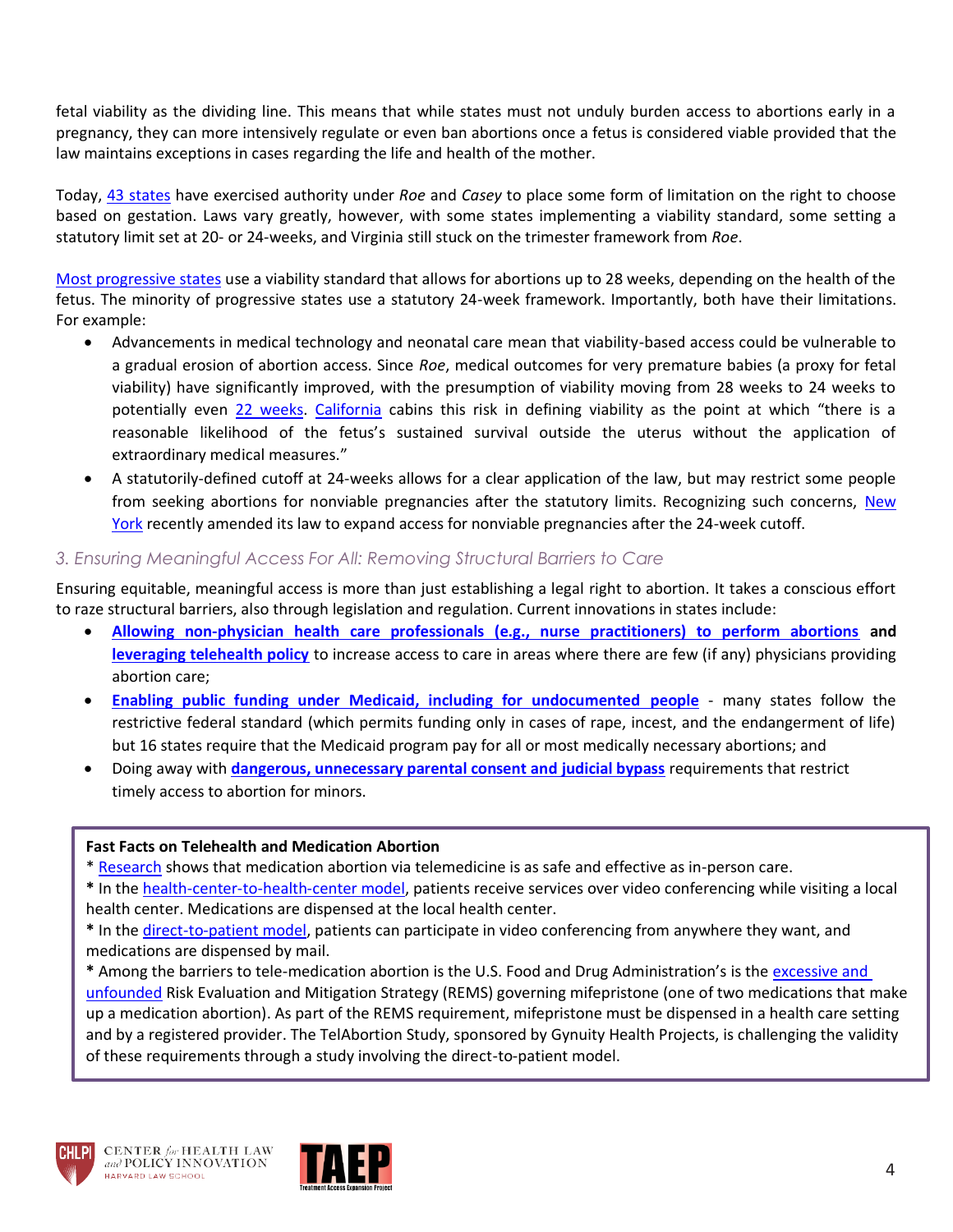fetal viability as the dividing line. This means that while states must not unduly burden access to abortions early in a pregnancy, they can more intensively regulate or even ban abortions once a fetus is considered viable provided that the law maintains exceptions in cases regarding the life and health of the mother.

Today, 43 states have exercised authority under *Roe* and *Casey* to place some form of limitation on the right to choose based on gestation. Laws vary greatly, however, with some states implementing a viability standard, some setting a statutory limit set at 20- or 24-weeks, and Virginia still stuck on the trimester framework from *Roe*.

Most progressive states use a viability standard that allows for abortions up to 28 weeks, depending on the health of the fetus. The minority of progressive states use a statutory 24-week framework. Importantly, both have their limitations. For example:

- Advancements in medical technology and neonatal care mean that viability-based access could be vulnerable to a gradual erosion of abortion access. Since *Roe*, medical outcomes for very premature babies (a proxy for fetal viability) have significantly improved, with the presumption of viability moving from 28 weeks to 24 weeks to potentially even 22 weeks. California cabins this risk in defining viability as the point at which "there is a reasonable likelihood of the fetus's sustained survival outside the uterus without the application of extraordinary medical measures."
- A statutorily-defined cutoff at 24-weeks allows for a clear application of the law, but may restrict some people from seeking abortions for nonviable pregnancies after the statutory limits. Recognizing such concerns, New York recently amended its law to expand access for nonviable pregnancies after the 24-week cutoff.

### *3. Ensuring Meaningful Access For All: Removing Structural Barriers to Care*

Ensuring equitable, meaningful access is more than just establishing a legal right to abortion. It takes a conscious effort to raze structural barriers, also through legislation and regulation. Current innovations in states include:

- **Allowing non-physician health care professionals (e.g., nurse practitioners) to perform abortions and leveraging telehealth policy** to increase access to care in areas where there are few (if any) physicians providing abortion care;
- **Enabling public funding under Medicaid, including for undocumented people** - many states follow the restrictive federal standard (which permits funding only in cases of rape, incest, and the endangerment of life) but 16 states require that the Medicaid program pay for all or most medically necessary abortions; and
- Doing away with **dangerous, unnecessary parental consent and judicial bypass** requirements that restrict timely access to abortion for minors.

**Fast Facts on Telehealth and Medication Abortion**

* Research shows that medication abortion via telemedicine is as safe and effective as in-person care.

* In the health-center-to-health-center model, patients receive services over video conferencing while visiting a local health center. Medications are dispensed at the local health center.

* In the direct-to-patient model, patients can participate in video conferencing from anywhere they want, and medications are dispensed by mail.

* Among the barriers to tele-medication abortion is the U.S. Food and Drug Administration's is the excessive and unfounded Risk Evaluation and Mitigation Strategy (REMS) governing mifepristone (one of two medications that make up a medication abortion). As part of the REMS requirement, mifepristone must be dispensed in a health care setting and by a registered provider. The TelAbortion Study, sponsored by Gynuity Health Projects, is challenging the validity of these requirements through a study involving the direct-to-patient model.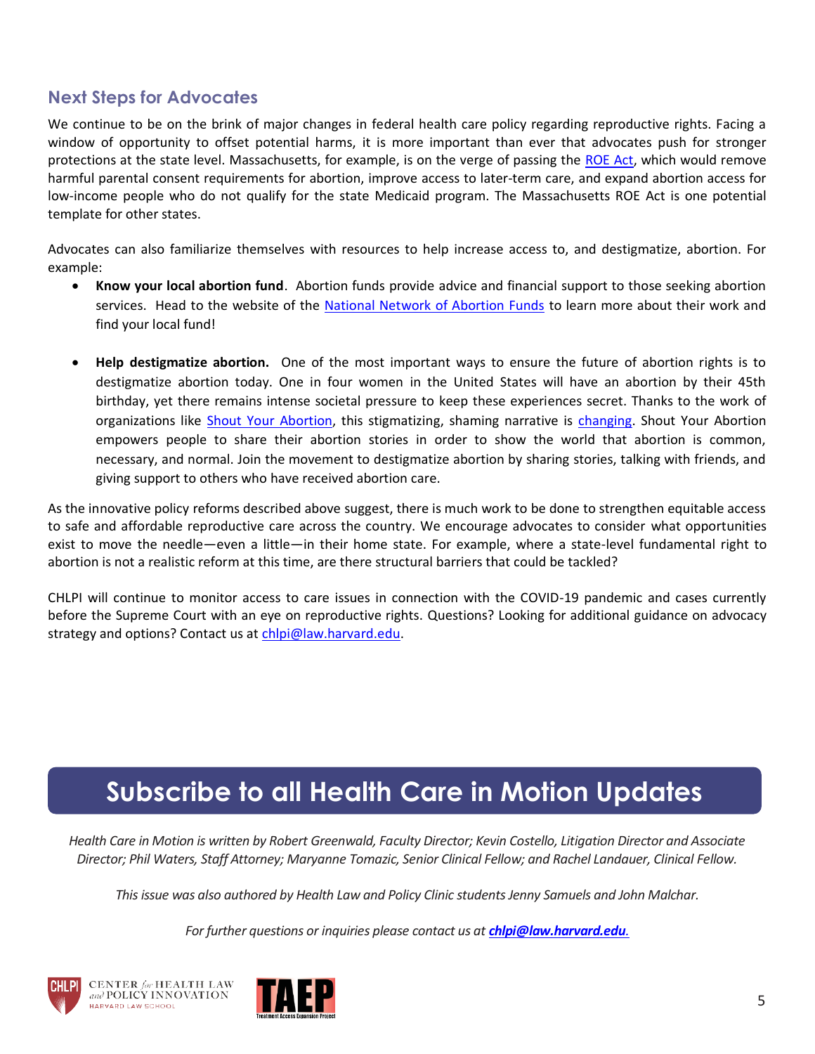## Next Steps for Advocates

We continue to be on the brink of major changes in federal health care policy regarding reproductive rights. Facing a window of opportunity to offset potential harms, it is more important than ever that advocates push for stronger protections at the state level. Massachusetts, for example, is on the verge of passing the ROE Act, which would remove harmful parental consent requirements for abortion, improve access to later-term care, and expand abortion access for low-income people who do not qualify for the state Medicaid program. The Massachusetts ROE Act is one potential template for other states.

Advocates can also familiarize themselves with resources to help increase access to, and destigmatize, abortion. For example:

- **Know your local abortion fund**. Abortion funds provide advice and financial support to those seeking abortion services. Head to the website of the National Network of Abortion Funds to learn more about their work and find your local fund!
- **Help destigmatize abortion.** One of the most important ways to ensure the future of abortion rights is to destigmatize abortion today. One in four women in the United States will have an abortion by their 45th birthday, yet there remains intense societal pressure to keep these experiences secret. Thanks to the work of organizations like Shout Your Abortion, this stigmatizing, shaming narrative is changing. Shout Your Abortion empowers people to share their abortion stories in order to show the world that abortion is common, necessary, and normal. Join the movement to destigmatize abortion by sharing stories, talking with friends, and giving support to others who have received abortion care.

As the innovative policy reforms described above suggest, there is much work to be done to strengthen equitable access to safe and affordable reproductive care across the country. We encourage advocates to consider what opportunities exist to move the needle—even a little—in their home state. For example, where a state-level fundamental right to abortion is not a realistic reform at this time, are there structural barriers that could be tackled?

CHLPI will continue to monitor access to care issues in connection with the COVID-19 pandemic and cases currently before the Supreme Court with an eye on reproductive rights. Questions? Looking for additional guidance on advocacy strategy and options? Contact us at chlpi@law.harvard.edu.

## Subscribe to all Health Care in Motion Updates

*Health Care in Motion is written by Robert Greenwald, Faculty Director; Kevin Costello, Litigation Director and Associate Director; Phil Waters, Staff Attorney; Maryanne Tomazic, Senior Clinical Fellow; and Rachel Landauer, Clinical Fellow.*

*This issue was also authored by Health Law and Policy Clinic students Jenny Samuels and John Malchar.*

*For further questions or inquiries please contact us at* ***chlpi@law.harvard.edu****.*

CENTER *for* HEALTH LAW *and* POLICY INNOVATION
HARVARD LAW SCHOOL

TAEP
Treatment Access Expansion Project